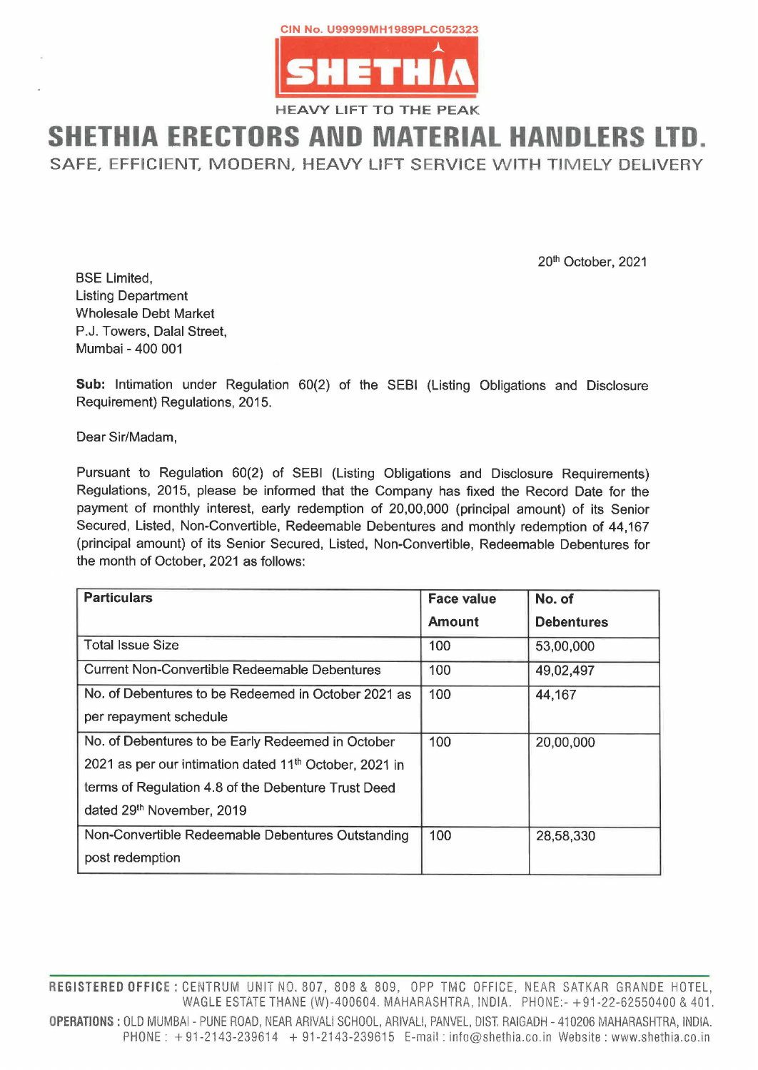CIN No. U99999MH1989PLC052323

SHETHIA

HEAVY LIFT TO THE PEAK

# SHETHIA ERECTORS AND MATERIAL HANDLERS LTD.

SAFE, EFFICIENT, MODERN, HEAVY LIFT SERVICE WITH TIMELY DELIVERY

20th October, 2021

BSE Limited,
Listing Department
Wholesale Debt Market
P.J. Towers, Dalal Street,
Mumbai - 400 001

**Sub:** Intimation under Regulation 60(2) of the SEBI (Listing Obligations and Disclosure Requirement) Regulations, 2015.

Dear Sir/Madam,

Pursuant to Regulation 60(2) of SEBI (Listing Obligations and Disclosure Requirements) Regulations, 2015, please be informed that the Company has fixed the Record Date for the payment of monthly interest, early redemption of 20,00,000 (principal amount) of its Senior Secured, Listed, Non-Convertible, Redeemable Debentures and monthly redemption of 44,167 (principal amount) of its Senior Secured, Listed, Non-Convertible, Redeemable Debentures for the month of October, 2021 as follows:

| Particulars | Face value Amount | No. of Debentures |
|---|---|---|
| Total Issue Size | 100 | 53,00,000 |
| Current Non-Convertible Redeemable Debentures | 100 | 49,02,497 |
| No. of Debentures to be Redeemed in October 2021 as per repayment schedule | 100 | 44,167 |
| No. of Debentures to be Early Redeemed in October 2021 as per our intimation dated 11th October, 2021 in terms of Regulation 4.8 of the Debenture Trust Deed dated 29th November, 2019 | 100 | 20,00,000 |
| Non-Convertible Redeemable Debentures Outstanding post redemption | 100 | 28,58,330 |

**REGISTERED OFFICE :** CENTRUM UNIT NO. 807, 808 & 809, OPP TMC OFFICE, NEAR SATKAR GRANDE HOTEL, WAGLE ESTATE THANE (W)-400604. MAHARASHTRA, INDIA. PHONE:- +91-22-62550400 & 401.

**OPERATIONS :** OLD MUMBAI - PUNE ROAD, NEAR ARIVALI SCHOOL, ARIVALI, PANVEL, DIST. RAIGADH - 410206 MAHARASHTRA, INDIA. PHONE : +91-2143-239614 +91-2143-239615 E-mail : info@shethia.co.in Website : www.shethia.co.in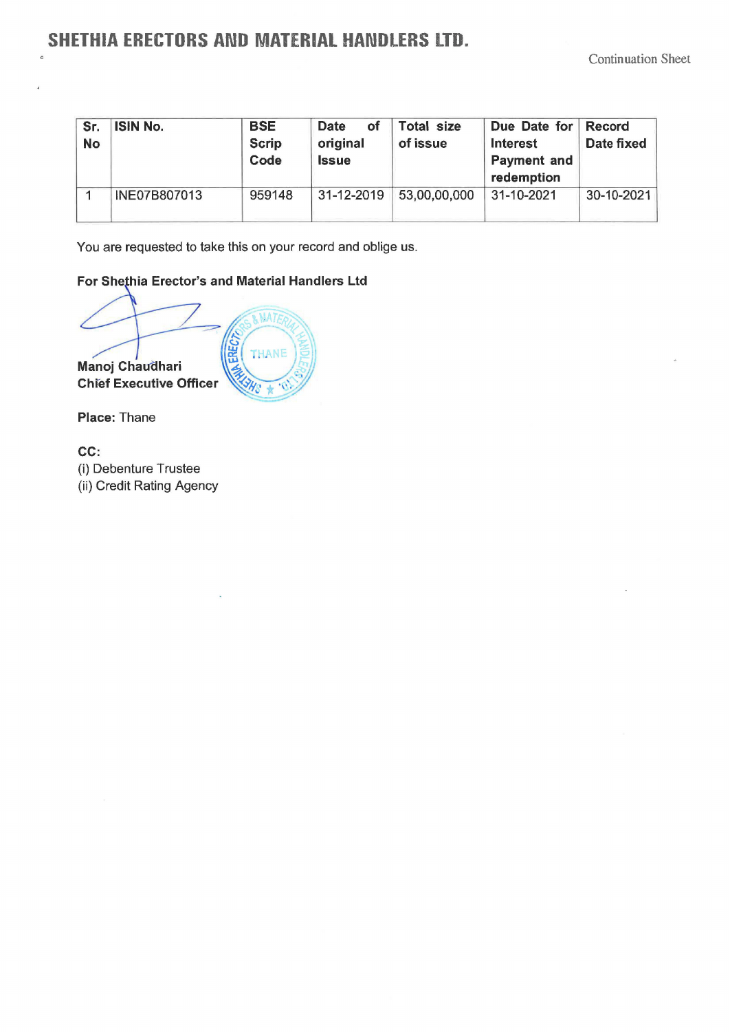| Sr. No | ISIN No. | BSE Scrip Code | Date of original Issue | Total size of issue | Due Date for Interest Payment and redemption | Record Date fixed |
|---|---|---|---|---|---|---|
| 1 | INE07B807013 | 959148 | 31-12-2019 | 53,00,00,000 | 31-10-2021 | 30-10-2021 |

You are requested to take this on your record and oblige us.

**For Shethia Erector's and Material Handlers Ltd**

**Manoj Chaudhari**
**Chief Executive Officer**

**Place:** Thane

**CC:**
(i) Debenture Trustee
(ii) Credit Rating Agency